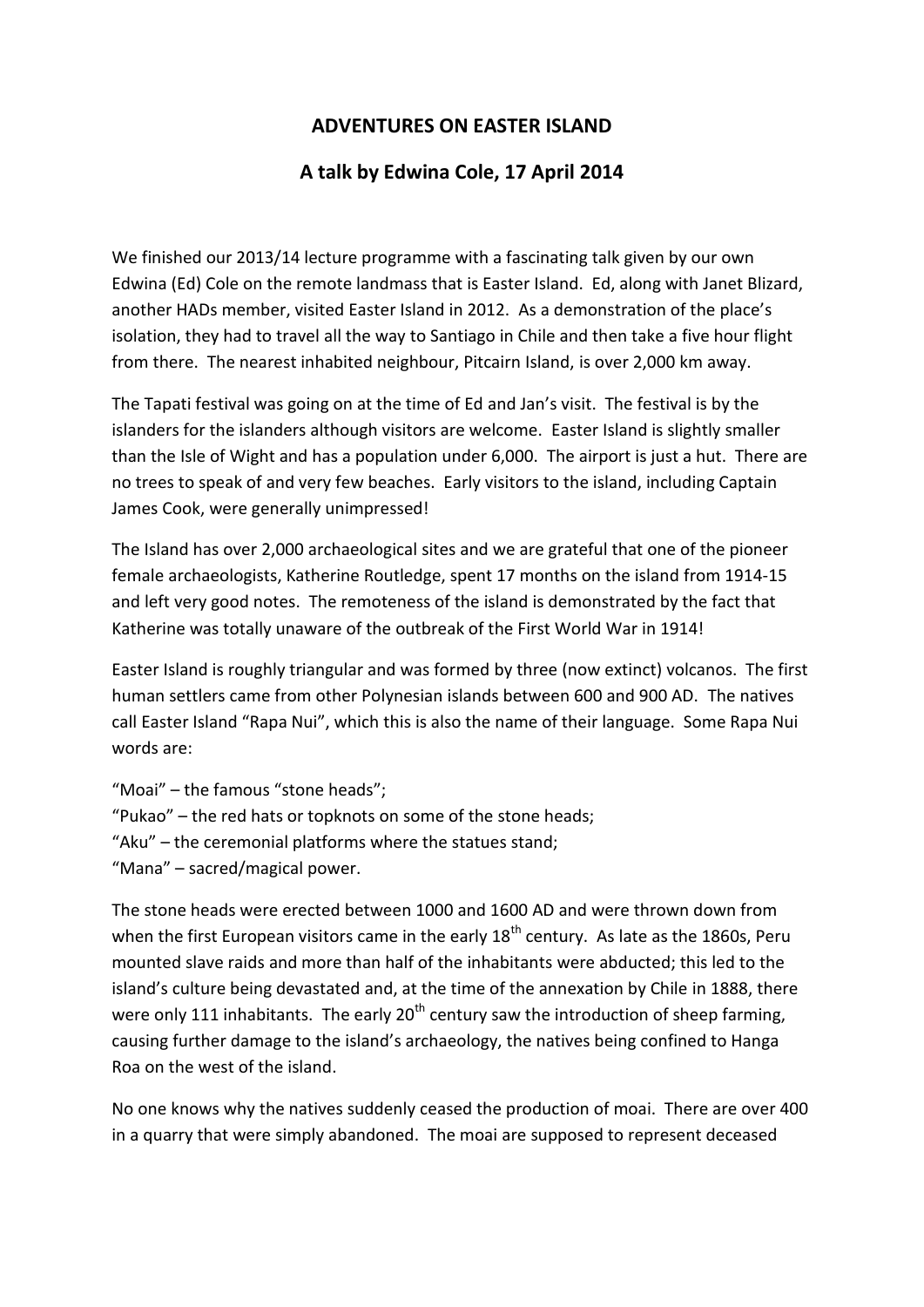# ADVENTURES ON EASTER ISLAND

## A talk by Edwina Cole, 17 April 2014

We finished our 2013/14 lecture programme with a fascinating talk given by our own Edwina (Ed) Cole on the remote landmass that is Easter Island. Ed, along with Janet Blizard, another HADs member, visited Easter Island in 2012. As a demonstration of the place's isolation, they had to travel all the way to Santiago in Chile and then take a five hour flight from there. The nearest inhabited neighbour, Pitcairn Island, is over 2,000 km away.

The Tapati festival was going on at the time of Ed and Jan's visit. The festival is by the islanders for the islanders although visitors are welcome. Easter Island is slightly smaller than the Isle of Wight and has a population under 6,000. The airport is just a hut. There are no trees to speak of and very few beaches. Early visitors to the island, including Captain James Cook, were generally unimpressed!

The Island has over 2,000 archaeological sites and we are grateful that one of the pioneer female archaeologists, Katherine Routledge, spent 17 months on the island from 1914-15 and left very good notes. The remoteness of the island is demonstrated by the fact that Katherine was totally unaware of the outbreak of the First World War in 1914!

Easter Island is roughly triangular and was formed by three (now extinct) volcanos. The first human settlers came from other Polynesian islands between 600 and 900 AD. The natives call Easter Island "Rapa Nui", which this is also the name of their language. Some Rapa Nui words are:

"Moai" – the famous "stone heads";
"Pukao" – the red hats or topknots on some of the stone heads;
"Aku" – the ceremonial platforms where the statues stand;
"Mana" – sacred/magical power.

The stone heads were erected between 1000 and 1600 AD and were thrown down from when the first European visitors came in the early 18th century. As late as the 1860s, Peru mounted slave raids and more than half of the inhabitants were abducted; this led to the island's culture being devastated and, at the time of the annexation by Chile in 1888, there were only 111 inhabitants. The early 20th century saw the introduction of sheep farming, causing further damage to the island's archaeology, the natives being confined to Hanga Roa on the west of the island.

No one knows why the natives suddenly ceased the production of moai. There are over 400 in a quarry that were simply abandoned. The moai are supposed to represent deceased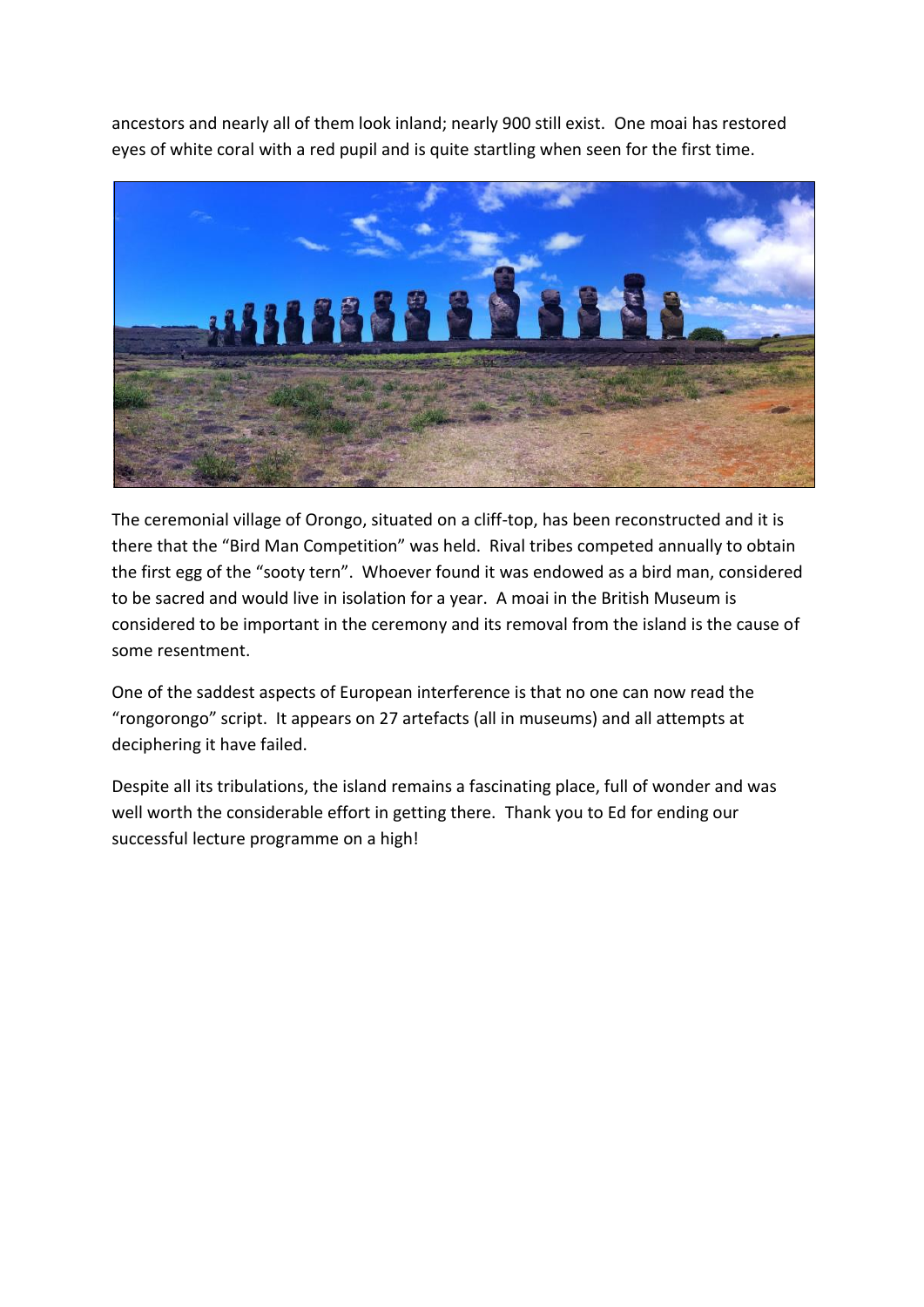ancestors and nearly all of them look inland; nearly 900 still exist. One moai has restored eyes of white coral with a red pupil and is quite startling when seen for the first time.

The ceremonial village of Orongo, situated on a cliff-top, has been reconstructed and it is there that the "Bird Man Competition" was held. Rival tribes competed annually to obtain the first egg of the "sooty tern". Whoever found it was endowed as a bird man, considered to be sacred and would live in isolation for a year. A moai in the British Museum is considered to be important in the ceremony and its removal from the island is the cause of some resentment.

One of the saddest aspects of European interference is that no one can now read the "rongorongo" script. It appears on 27 artefacts (all in museums) and all attempts at deciphering it have failed.

Despite all its tribulations, the island remains a fascinating place, full of wonder and was well worth the considerable effort in getting there. Thank you to Ed for ending our successful lecture programme on a high!